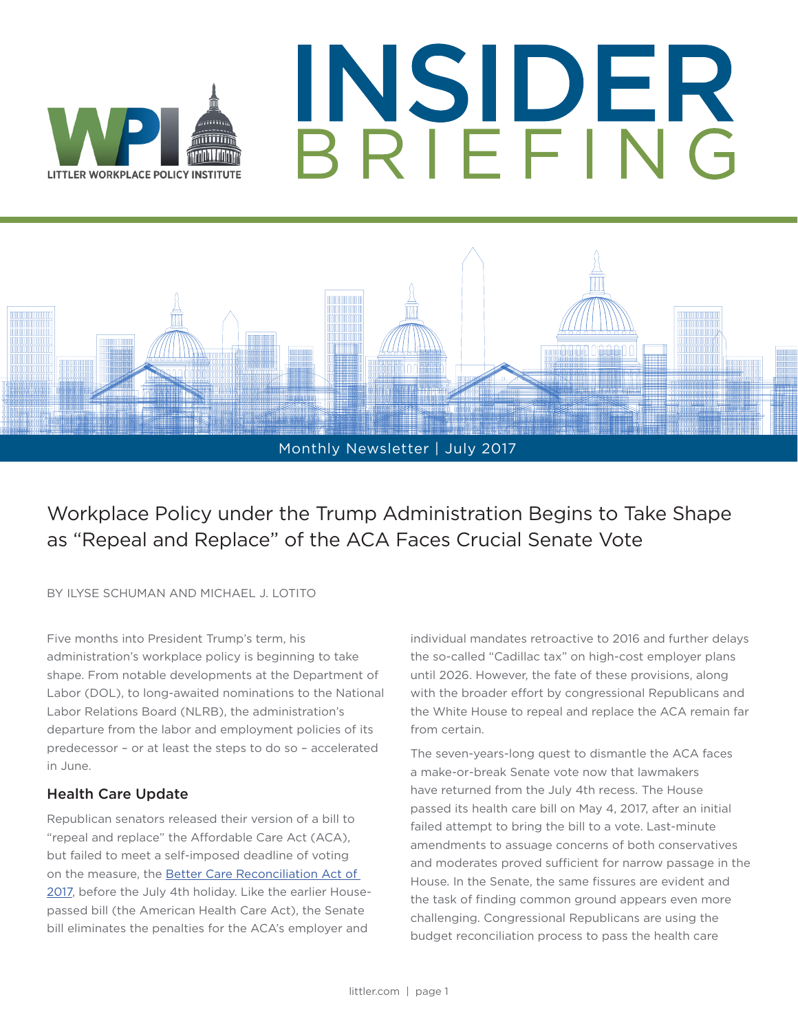# INSIDER BRIEFING

LITTLER WORKPLACE POLICY INSTITUTE

Monthly Newsletter | July 2017

## Workplace Policy under the Trump Administration Begins to Take Shape as "Repeal and Replace" of the ACA Faces Crucial Senate Vote

BY ILYSE SCHUMAN AND MICHAEL J. LOTITO

Five months into President Trump's term, his administration's workplace policy is beginning to take shape. From notable developments at the Department of Labor (DOL), to long-awaited nominations to the National Labor Relations Board (NLRB), the administration's departure from the labor and employment policies of its predecessor – or at least the steps to do so – accelerated in June.

### Health Care Update

Republican senators released their version of a bill to "repeal and replace" the Affordable Care Act (ACA), but failed to meet a self-imposed deadline of voting on the measure, the Better Care Reconciliation Act of 2017, before the July 4th holiday. Like the earlier House-passed bill (the American Health Care Act), the Senate bill eliminates the penalties for the ACA's employer and individual mandates retroactive to 2016 and further delays the so-called "Cadillac tax" on high-cost employer plans until 2026. However, the fate of these provisions, along with the broader effort by congressional Republicans and the White House to repeal and replace the ACA remain far from certain.

The seven-years-long quest to dismantle the ACA faces a make-or-break Senate vote now that lawmakers have returned from the July 4th recess. The House passed its health care bill on May 4, 2017, after an initial failed attempt to bring the bill to a vote. Last-minute amendments to assuage concerns of both conservatives and moderates proved sufficient for narrow passage in the House. In the Senate, the same fissures are evident and the task of finding common ground appears even more challenging. Congressional Republicans are using the budget reconciliation process to pass the health care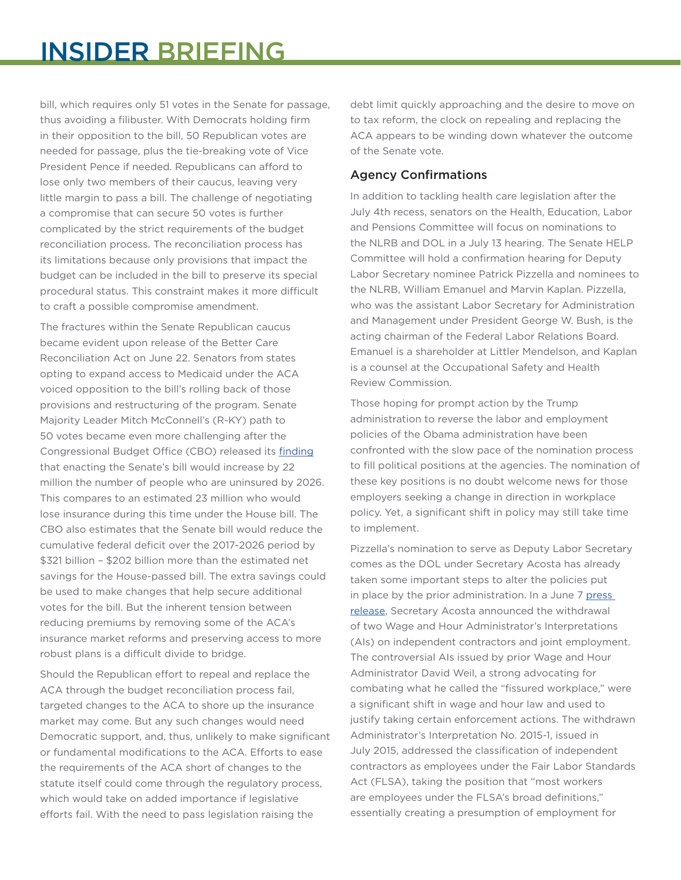bill, which requires only 51 votes in the Senate for passage, thus avoiding a filibuster. With Democrats holding firm in their opposition to the bill, 50 Republican votes are needed for passage, plus the tie-breaking vote of Vice President Pence if needed. Republicans can afford to lose only two members of their caucus, leaving very little margin to pass a bill. The challenge of negotiating a compromise that can secure 50 votes is further complicated by the strict requirements of the budget reconciliation process. The reconciliation process has its limitations because only provisions that impact the budget can be included in the bill to preserve its special procedural status. This constraint makes it more difficult to craft a possible compromise amendment.

The fractures within the Senate Republican caucus became evident upon release of the Better Care Reconciliation Act on June 22. Senators from states opting to expand access to Medicaid under the ACA voiced opposition to the bill's rolling back of those provisions and restructuring of the program. Senate Majority Leader Mitch McConnell's (R-KY) path to 50 votes became even more challenging after the Congressional Budget Office (CBO) released its finding that enacting the Senate's bill would increase by 22 million the number of people who are uninsured by 2026. This compares to an estimated 23 million who would lose insurance during this time under the House bill. The CBO also estimates that the Senate bill would reduce the cumulative federal deficit over the 2017-2026 period by $321 billion – $202 billion more than the estimated net savings for the House-passed bill. The extra savings could be used to make changes that help secure additional votes for the bill. But the inherent tension between reducing premiums by removing some of the ACA's insurance market reforms and preserving access to more robust plans is a difficult divide to bridge.

Should the Republican effort to repeal and replace the ACA through the budget reconciliation process fail, targeted changes to the ACA to shore up the insurance market may come. But any such changes would need Democratic support, and, thus, unlikely to make significant or fundamental modifications to the ACA. Efforts to ease the requirements of the ACA short of changes to the statute itself could come through the regulatory process, which would take on added importance if legislative efforts fail. With the need to pass legislation raising the debt limit quickly approaching and the desire to move on to tax reform, the clock on repealing and replacing the ACA appears to be winding down whatever the outcome of the Senate vote.

## Agency Confirmations

In addition to tackling health care legislation after the July 4th recess, senators on the Health, Education, Labor and Pensions Committee will focus on nominations to the NLRB and DOL in a July 13 hearing. The Senate HELP Committee will hold a confirmation hearing for Deputy Labor Secretary nominee Patrick Pizzella and nominees to the NLRB, William Emanuel and Marvin Kaplan. Pizzella, who was the assistant Labor Secretary for Administration and Management under President George W. Bush, is the acting chairman of the Federal Labor Relations Board. Emanuel is a shareholder at Littler Mendelson, and Kaplan is a counsel at the Occupational Safety and Health Review Commission.

Those hoping for prompt action by the Trump administration to reverse the labor and employment policies of the Obama administration have been confronted with the slow pace of the nomination process to fill political positions at the agencies. The nomination of these key positions is no doubt welcome news for those employers seeking a change in direction in workplace policy. Yet, a significant shift in policy may still take time to implement.

Pizzella's nomination to serve as Deputy Labor Secretary comes as the DOL under Secretary Acosta has already taken some important steps to alter the policies put in place by the prior administration. In a June 7 press release, Secretary Acosta announced the withdrawal of two Wage and Hour Administrator's Interpretations (AIs) on independent contractors and joint employment. The controversial AIs issued by prior Wage and Hour Administrator David Weil, a strong advocating for combating what he called the "fissured workplace," were a significant shift in wage and hour law and used to justify taking certain enforcement actions. The withdrawn Administrator's Interpretation No. 2015-1, issued in July 2015, addressed the classification of independent contractors as employees under the Fair Labor Standards Act (FLSA), taking the position that "most workers are employees under the FLSA's broad definitions," essentially creating a presumption of employment for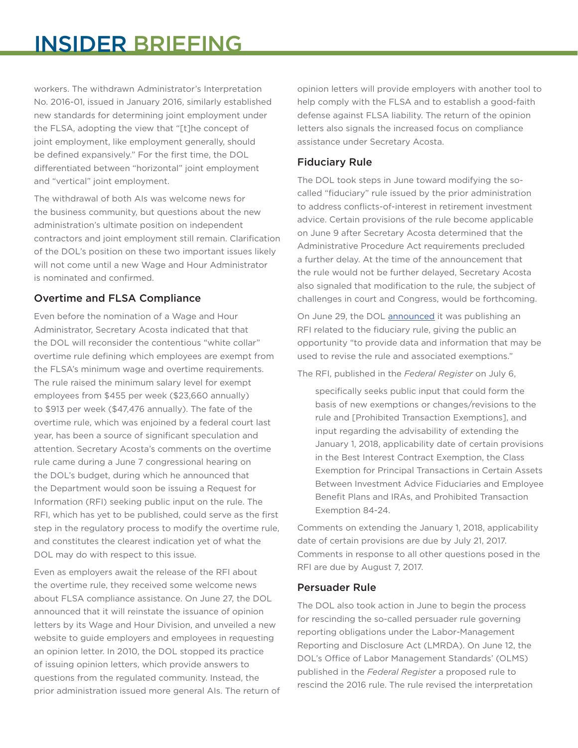workers. The withdrawn Administrator's Interpretation No. 2016-01, issued in January 2016, similarly established new standards for determining joint employment under the FLSA, adopting the view that "[t]he concept of joint employment, like employment generally, should be defined expansively." For the first time, the DOL differentiated between "horizontal" joint employment and "vertical" joint employment.

The withdrawal of both AIs was welcome news for the business community, but questions about the new administration's ultimate position on independent contractors and joint employment still remain. Clarification of the DOL's position on these two important issues likely will not come until a new Wage and Hour Administrator is nominated and confirmed.

### Overtime and FLSA Compliance

Even before the nomination of a Wage and Hour Administrator, Secretary Acosta indicated that that the DOL will reconsider the contentious "white collar" overtime rule defining which employees are exempt from the FLSA's minimum wage and overtime requirements. The rule raised the minimum salary level for exempt employees from $455 per week ($23,660 annually) to $913 per week ($47,476 annually). The fate of the overtime rule, which was enjoined by a federal court last year, has been a source of significant speculation and attention. Secretary Acosta's comments on the overtime rule came during a June 7 congressional hearing on the DOL's budget, during which he announced that the Department would soon be issuing a Request for Information (RFI) seeking public input on the rule. The RFI, which has yet to be published, could serve as the first step in the regulatory process to modify the overtime rule, and constitutes the clearest indication yet of what the DOL may do with respect to this issue.

Even as employers await the release of the RFI about the overtime rule, they received some welcome news about FLSA compliance assistance. On June 27, the DOL announced that it will reinstate the issuance of opinion letters by its Wage and Hour Division, and unveiled a new website to guide employers and employees in requesting an opinion letter. In 2010, the DOL stopped its practice of issuing opinion letters, which provide answers to questions from the regulated community. Instead, the prior administration issued more general AIs. The return of opinion letters will provide employers with another tool to help comply with the FLSA and to establish a good-faith defense against FLSA liability. The return of the opinion letters also signals the increased focus on compliance assistance under Secretary Acosta.

### Fiduciary Rule

The DOL took steps in June toward modifying the so-called "fiduciary" rule issued by the prior administration to address conflicts-of-interest in retirement investment advice. Certain provisions of the rule become applicable on June 9 after Secretary Acosta determined that the Administrative Procedure Act requirements precluded a further delay. At the time of the announcement that the rule would not be further delayed, Secretary Acosta also signaled that modification to the rule, the subject of challenges in court and Congress, would be forthcoming.

On June 29, the DOL announced it was publishing an RFI related to the fiduciary rule, giving the public an opportunity "to provide data and information that may be used to revise the rule and associated exemptions."

The RFI, published in the *Federal Register* on July 6,

> specifically seeks public input that could form the basis of new exemptions or changes/revisions to the rule and [Prohibited Transaction Exemptions], and input regarding the advisability of extending the January 1, 2018, applicability date of certain provisions in the Best Interest Contract Exemption, the Class Exemption for Principal Transactions in Certain Assets Between Investment Advice Fiduciaries and Employee Benefit Plans and IRAs, and Prohibited Transaction Exemption 84-24.

Comments on extending the January 1, 2018, applicability date of certain provisions are due by July 21, 2017. Comments in response to all other questions posed in the RFI are due by August 7, 2017.

### Persuader Rule

The DOL also took action in June to begin the process for rescinding the so-called persuader rule governing reporting obligations under the Labor-Management Reporting and Disclosure Act (LMRDA). On June 12, the DOL's Office of Labor Management Standards' (OLMS) published in the *Federal Register* a proposed rule to rescind the 2016 rule. The rule revised the interpretation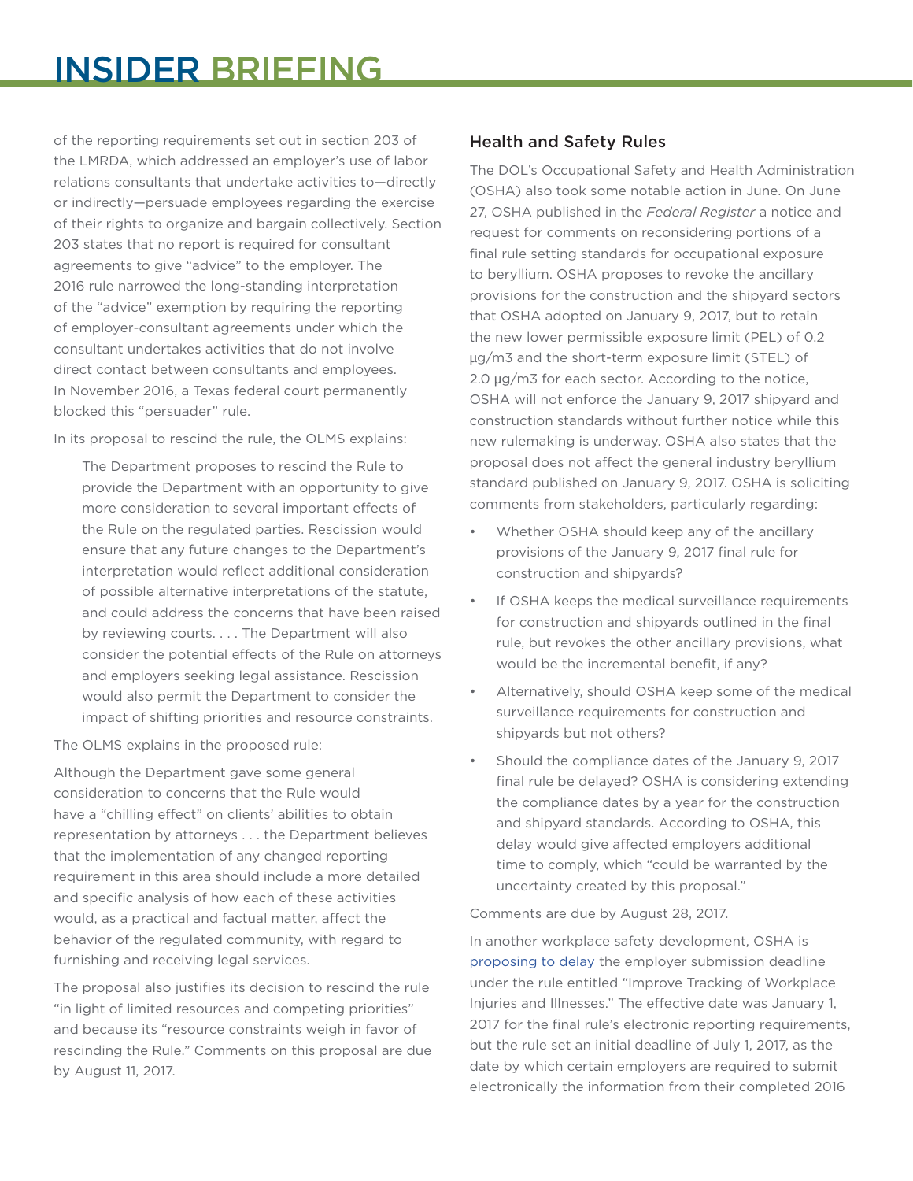of the reporting requirements set out in section 203 of the LMRDA, which addressed an employer's use of labor relations consultants that undertake activities to—directly or indirectly—persuade employees regarding the exercise of their rights to organize and bargain collectively. Section 203 states that no report is required for consultant agreements to give "advice" to the employer. The 2016 rule narrowed the long-standing interpretation of the "advice" exemption by requiring the reporting of employer-consultant agreements under which the consultant undertakes activities that do not involve direct contact between consultants and employees. In November 2016, a Texas federal court permanently blocked this "persuader" rule.

In its proposal to rescind the rule, the OLMS explains:

> The Department proposes to rescind the Rule to provide the Department with an opportunity to give more consideration to several important effects of the Rule on the regulated parties. Rescission would ensure that any future changes to the Department's interpretation would reflect additional consideration of possible alternative interpretations of the statute, and could address the concerns that have been raised by reviewing courts. . . . The Department will also consider the potential effects of the Rule on attorneys and employers seeking legal assistance. Rescission would also permit the Department to consider the impact of shifting priorities and resource constraints.

The OLMS explains in the proposed rule:

Although the Department gave some general consideration to concerns that the Rule would have a "chilling effect" on clients' abilities to obtain representation by attorneys . . . the Department believes that the implementation of any changed reporting requirement in this area should include a more detailed and specific analysis of how each of these activities would, as a practical and factual matter, affect the behavior of the regulated community, with regard to furnishing and receiving legal services.

The proposal also justifies its decision to rescind the rule "in light of limited resources and competing priorities" and because its "resource constraints weigh in favor of rescinding the Rule." Comments on this proposal are due by August 11, 2017.

### Health and Safety Rules

The DOL's Occupational Safety and Health Administration (OSHA) also took some notable action in June. On June 27, OSHA published in the *Federal Register* a notice and request for comments on reconsidering portions of a final rule setting standards for occupational exposure to beryllium. OSHA proposes to revoke the ancillary provisions for the construction and the shipyard sectors that OSHA adopted on January 9, 2017, but to retain the new lower permissible exposure limit (PEL) of 0.2 μg/m3 and the short-term exposure limit (STEL) of 2.0 μg/m3 for each sector. According to the notice, OSHA will not enforce the January 9, 2017 shipyard and construction standards without further notice while this new rulemaking is underway. OSHA also states that the proposal does not affect the general industry beryllium standard published on January 9, 2017. OSHA is soliciting comments from stakeholders, particularly regarding:

- Whether OSHA should keep any of the ancillary provisions of the January 9, 2017 final rule for construction and shipyards?
- If OSHA keeps the medical surveillance requirements for construction and shipyards outlined in the final rule, but revokes the other ancillary provisions, what would be the incremental benefit, if any?
- Alternatively, should OSHA keep some of the medical surveillance requirements for construction and shipyards but not others?
- Should the compliance dates of the January 9, 2017 final rule be delayed? OSHA is considering extending the compliance dates by a year for the construction and shipyard standards. According to OSHA, this delay would give affected employers additional time to comply, which "could be warranted by the uncertainty created by this proposal."

Comments are due by August 28, 2017.

In another workplace safety development, OSHA is proposing to delay the employer submission deadline under the rule entitled "Improve Tracking of Workplace Injuries and Illnesses." The effective date was January 1, 2017 for the final rule's electronic reporting requirements, but the rule set an initial deadline of July 1, 2017, as the date by which certain employers are required to submit electronically the information from their completed 2016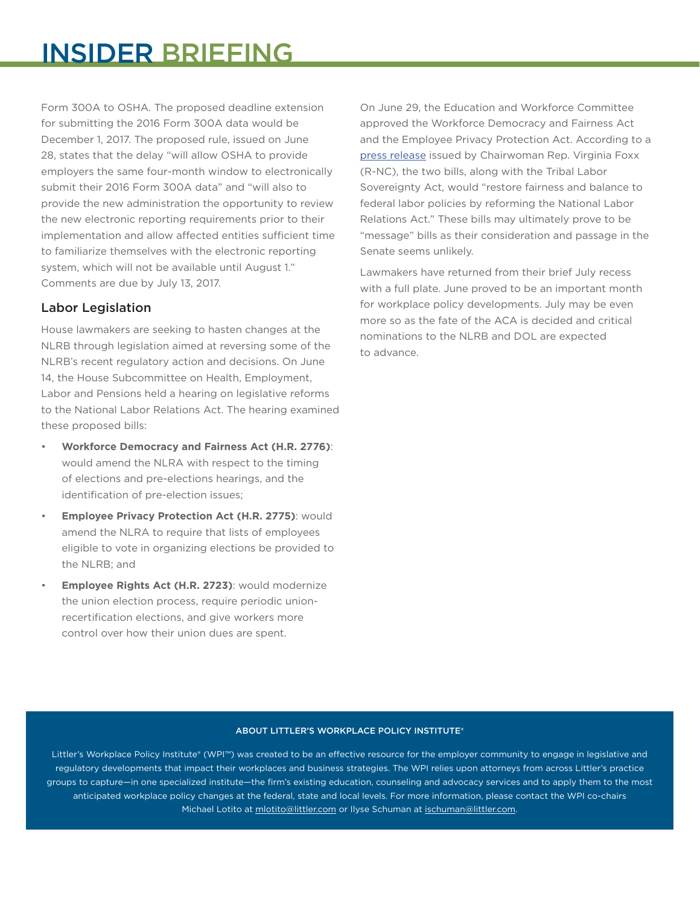Form 300A to OSHA. The proposed deadline extension for submitting the 2016 Form 300A data would be December 1, 2017. The proposed rule, issued on June 28, states that the delay "will allow OSHA to provide employers the same four-month window to electronically submit their 2016 Form 300A data" and "will also to provide the new administration the opportunity to review the new electronic reporting requirements prior to their implementation and allow affected entities sufficient time to familiarize themselves with the electronic reporting system, which will not be available until August 1." Comments are due by July 13, 2017.

### Labor Legislation

House lawmakers are seeking to hasten changes at the NLRB through legislation aimed at reversing some of the NLRB's recent regulatory action and decisions. On June 14, the House Subcommittee on Health, Employment, Labor and Pensions held a hearing on legislative reforms to the National Labor Relations Act. The hearing examined these proposed bills:

- **Workforce Democracy and Fairness Act (H.R. 2776)**: would amend the NLRA with respect to the timing of elections and pre-elections hearings, and the identification of pre-election issues;
- **Employee Privacy Protection Act (H.R. 2775)**: would amend the NLRA to require that lists of employees eligible to vote in organizing elections be provided to the NLRB; and
- **Employee Rights Act (H.R. 2723)**: would modernize the union election process, require periodic union-recertification elections, and give workers more control over how their union dues are spent.

On June 29, the Education and Workforce Committee approved the Workforce Democracy and Fairness Act and the Employee Privacy Protection Act. According to a press release issued by Chairwoman Rep. Virginia Foxx (R-NC), the two bills, along with the Tribal Labor Sovereignty Act, would "restore fairness and balance to federal labor policies by reforming the National Labor Relations Act." These bills may ultimately prove to be "message" bills as their consideration and passage in the Senate seems unlikely.

Lawmakers have returned from their brief July recess with a full plate. June proved to be an important month for workplace policy developments. July may be even more so as the fate of the ACA is decided and critical nominations to the NLRB and DOL are expected to advance.

**ABOUT LITTLER'S WORKPLACE POLICY INSTITUTE®**

Littler's Workplace Policy Institute® (WPI™) was created to be an effective resource for the employer community to engage in legislative and regulatory developments that impact their workplaces and business strategies. The WPI relies upon attorneys from across Littler's practice groups to capture—in one specialized institute—the firm's existing education, counseling and advocacy services and to apply them to the most anticipated workplace policy changes at the federal, state and local levels. For more information, please contact the WPI co-chairs Michael Lotito at mlotito@littler.com or Ilyse Schuman at ischuman@littler.com.